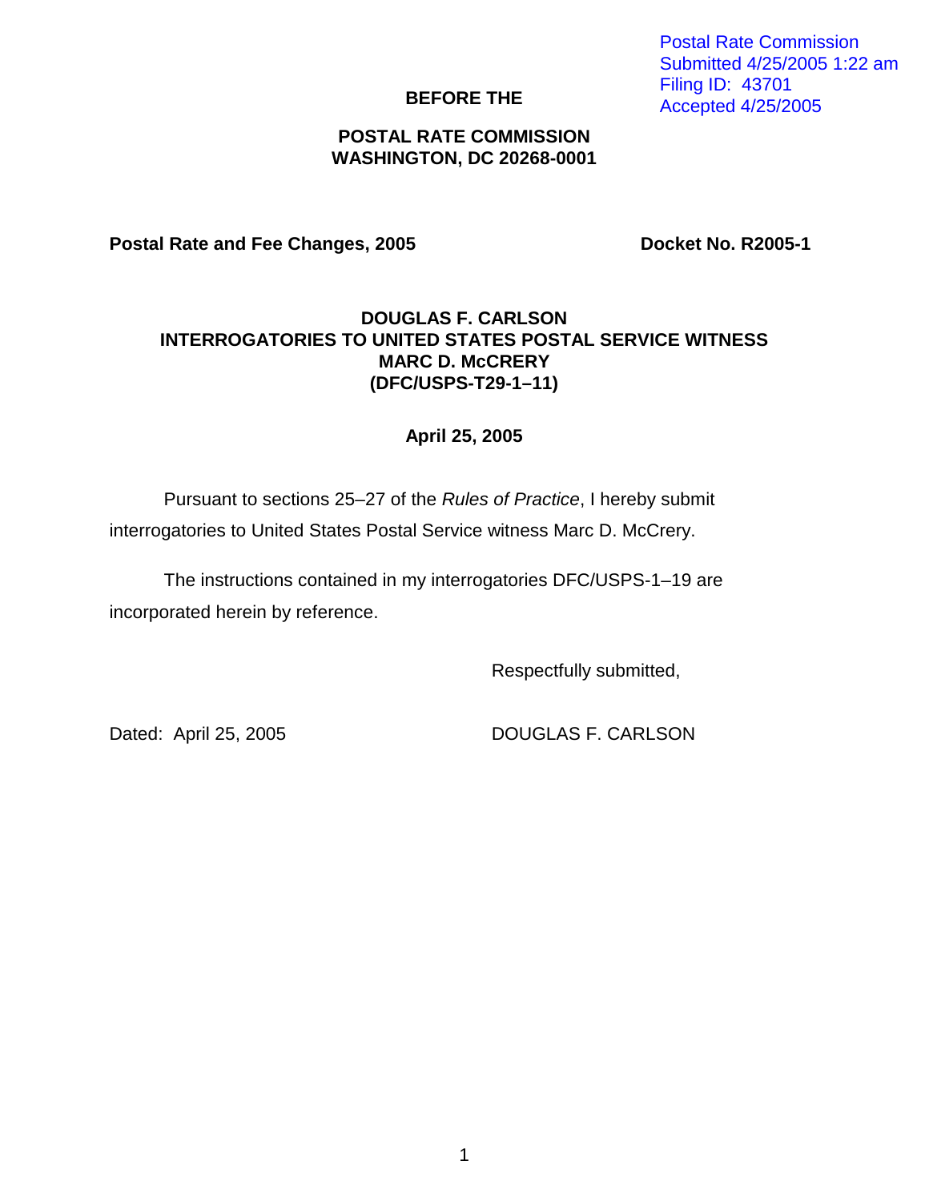Postal Rate Commission
Submitted 4/25/2005 1:22 am
Filing ID: 43701
Accepted 4/25/2005

**BEFORE THE**

**POSTAL RATE COMMISSION**
**WASHINGTON, DC 20268-0001**

**Postal Rate and Fee Changes, 2005** **Docket No. R2005-1**

**DOUGLAS F. CARLSON**
**INTERROGATORIES TO UNITED STATES POSTAL SERVICE WITNESS**
**MARC D. McCRERY**
**(DFC/USPS-T29-1–11)**

**April 25, 2005**

Pursuant to sections 25–27 of the *Rules of Practice*, I hereby submit interrogatories to United States Postal Service witness Marc D. McCrery.

The instructions contained in my interrogatories DFC/USPS-1–19 are incorporated herein by reference.

Respectfully submitted,

Dated: April 25, 2005

DOUGLAS F. CARLSON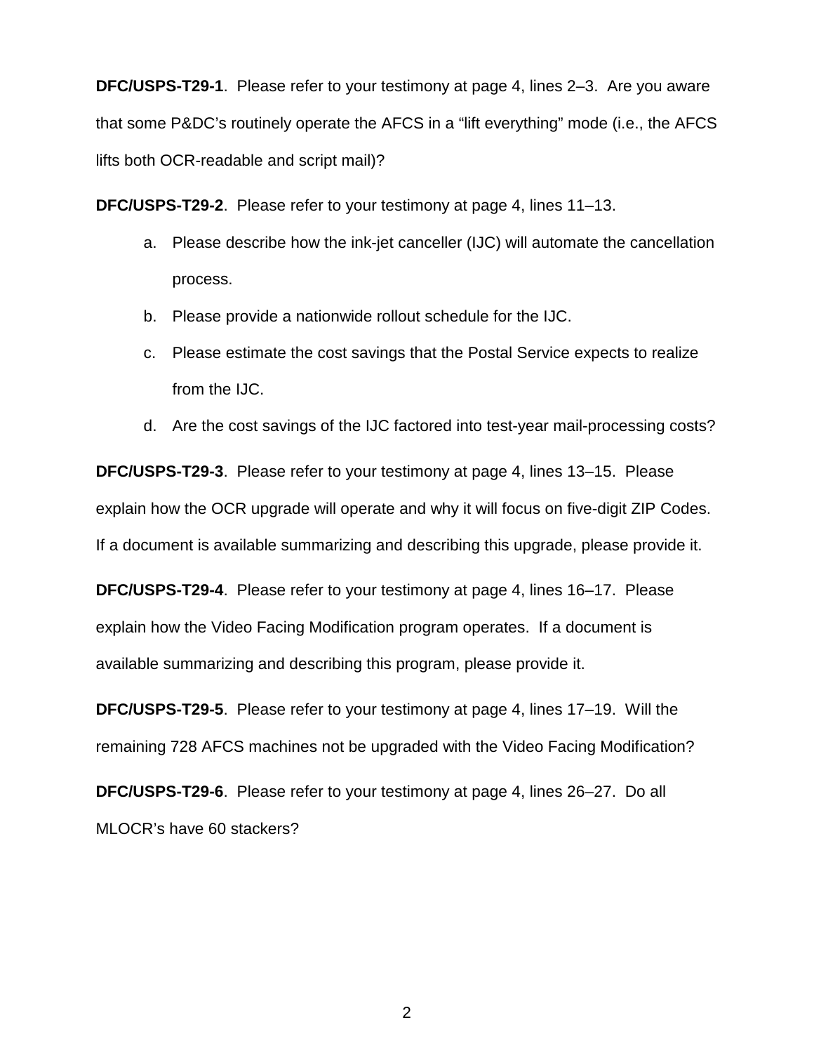**DFC/USPS-T29-1**. Please refer to your testimony at page 4, lines 2–3. Are you aware that some P&DC's routinely operate the AFCS in a "lift everything" mode (i.e., the AFCS lifts both OCR-readable and script mail)?

**DFC/USPS-T29-2**. Please refer to your testimony at page 4, lines 11–13.

a. Please describe how the ink-jet canceller (IJC) will automate the cancellation process.
b. Please provide a nationwide rollout schedule for the IJC.
c. Please estimate the cost savings that the Postal Service expects to realize from the IJC.
d. Are the cost savings of the IJC factored into test-year mail-processing costs?

**DFC/USPS-T29-3**. Please refer to your testimony at page 4, lines 13–15. Please explain how the OCR upgrade will operate and why it will focus on five-digit ZIP Codes. If a document is available summarizing and describing this upgrade, please provide it.

**DFC/USPS-T29-4**. Please refer to your testimony at page 4, lines 16–17. Please explain how the Video Facing Modification program operates. If a document is available summarizing and describing this program, please provide it.

**DFC/USPS-T29-5**. Please refer to your testimony at page 4, lines 17–19. Will the remaining 728 AFCS machines not be upgraded with the Video Facing Modification?

**DFC/USPS-T29-6**. Please refer to your testimony at page 4, lines 26–27. Do all MLOCR's have 60 stackers?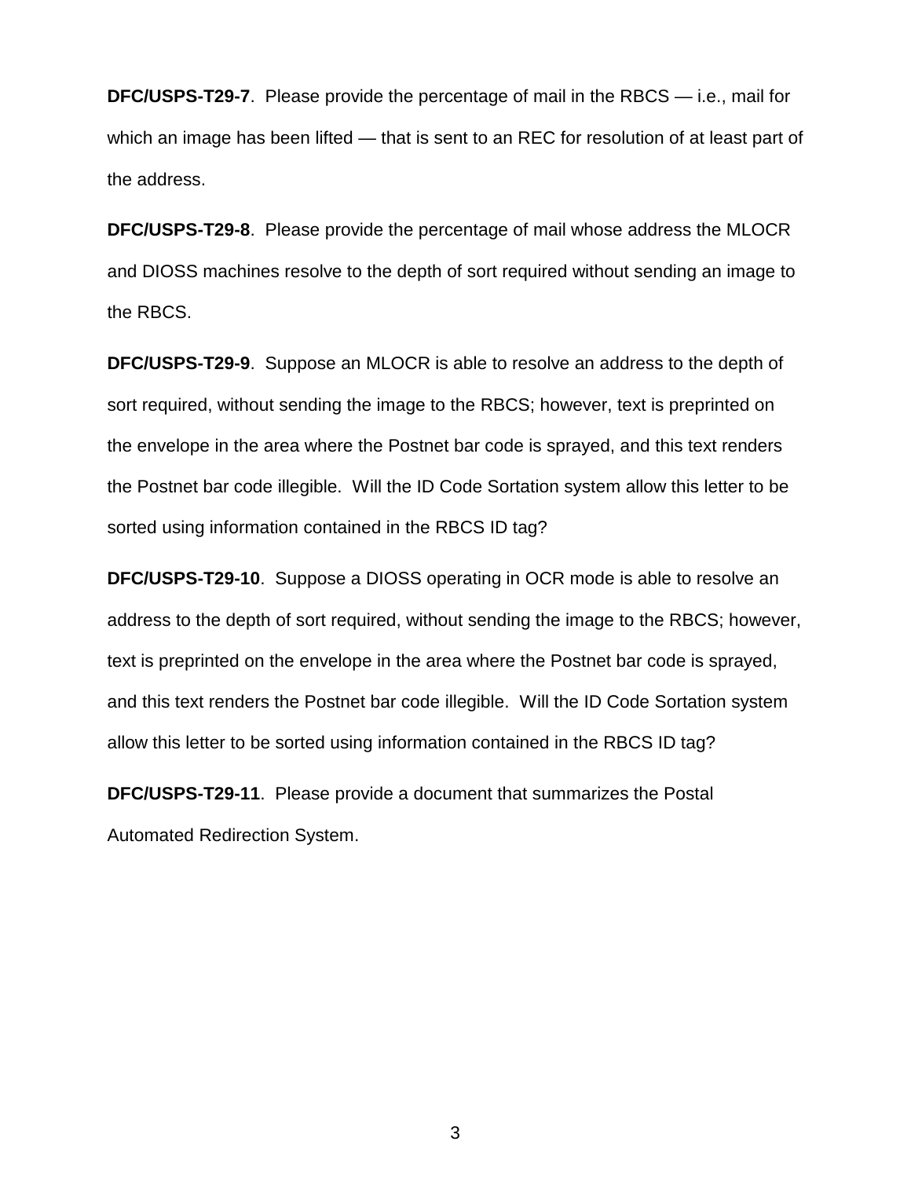**DFC/USPS-T29-7**. Please provide the percentage of mail in the RBCS — i.e., mail for which an image has been lifted — that is sent to an REC for resolution of at least part of the address.

**DFC/USPS-T29-8**. Please provide the percentage of mail whose address the MLOCR and DIOSS machines resolve to the depth of sort required without sending an image to the RBCS.

**DFC/USPS-T29-9**. Suppose an MLOCR is able to resolve an address to the depth of sort required, without sending the image to the RBCS; however, text is preprinted on the envelope in the area where the Postnet bar code is sprayed, and this text renders the Postnet bar code illegible. Will the ID Code Sortation system allow this letter to be sorted using information contained in the RBCS ID tag?

**DFC/USPS-T29-10**. Suppose a DIOSS operating in OCR mode is able to resolve an address to the depth of sort required, without sending the image to the RBCS; however, text is preprinted on the envelope in the area where the Postnet bar code is sprayed, and this text renders the Postnet bar code illegible. Will the ID Code Sortation system allow this letter to be sorted using information contained in the RBCS ID tag?

**DFC/USPS-T29-11**. Please provide a document that summarizes the Postal Automated Redirection System.